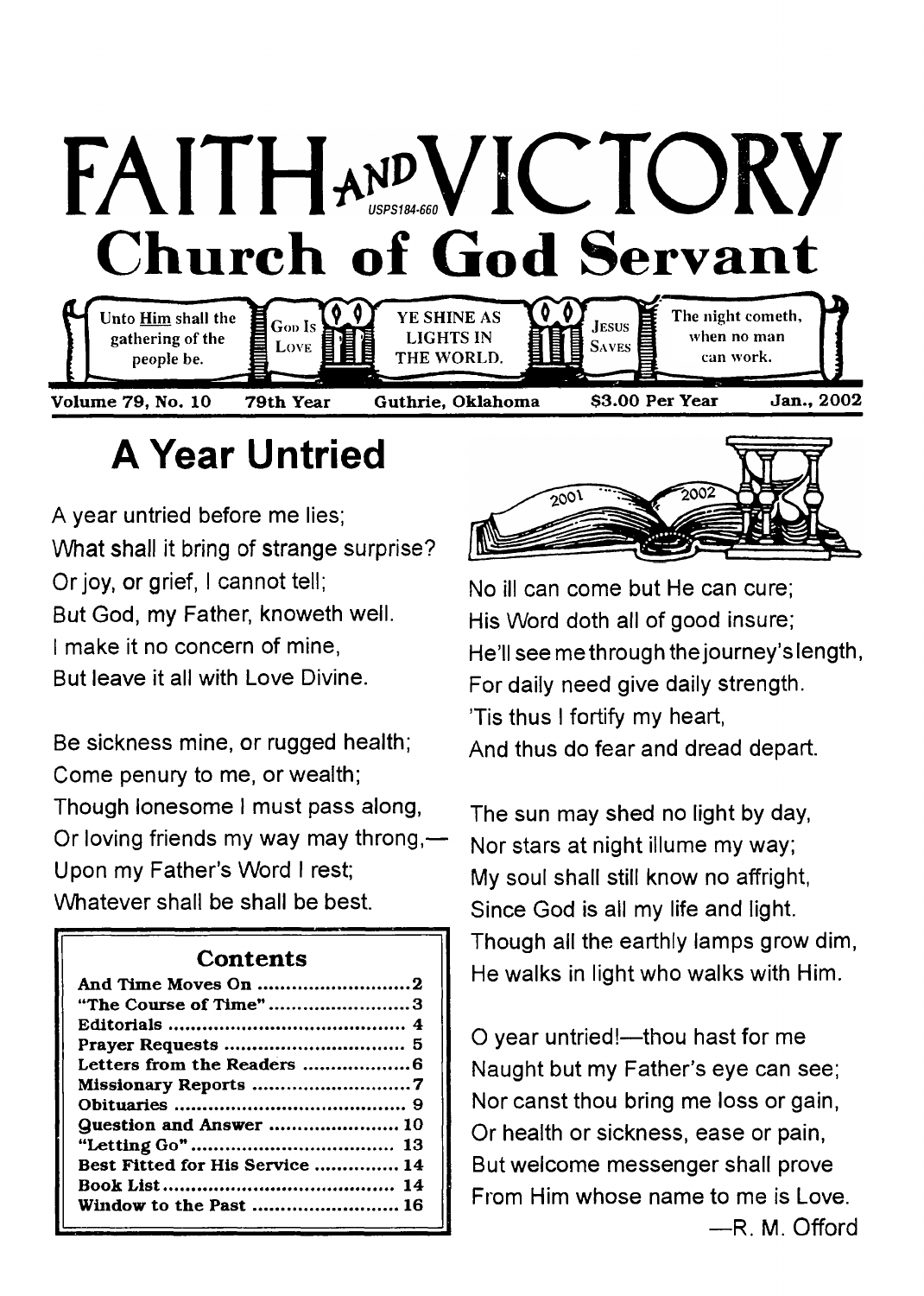# FAITH AND VICTORY

USPS184-660

## Church of God Servant

Unto Him shall the gathering of the people be. | GOD IS LOVE | YE SHINE AS LIGHTS IN THE WORLD. | JESUS SAVES | The night cometh, when no man can work.

**Volume 79, No. 10** **79th Year** **Guthrie, Oklahoma** **$3.00 Per Year** **Jan., 2002**

# A Year Untried

A year untried before me lies;
What shall it bring of strange surprise?
Or joy, or grief, I cannot tell;
But God, my Father, knoweth well.
I make it no concern of mine,
But leave it all with Love Divine.

Be sickness mine, or rugged health;
Come penury to me, or wealth;
Though lonesome I must pass along,
Or loving friends my way may throng,—
Upon my Father's Word I rest;
Whatever shall be shall be best.

No ill can come but He can cure;
His Word doth all of good insure;
He'll see me through the journey's length,
For daily need give daily strength.
'Tis thus I fortify my heart,
And thus do fear and dread depart.

The sun may shed no light by day,
Nor stars at night illume my way;
My soul shall still know no affright,
Since God is all my life and light.
Though all the earthly lamps grow dim,
He walks in light who walks with Him.

O year untried!—thou hast for me
Naught but my Father's eye can see;
Nor canst thou bring me loss or gain,
Or health or sickness, ease or pain,
But welcome messenger shall prove
From Him whose name to me is Love.

—R. M. Offord

### Contents

| | |
|---|---|
| And Time Moves On | 2 |
| "The Course of Time" | 3 |
| Editorials | 4 |
| Prayer Requests | 5 |
| Letters from the Readers | 6 |
| Missionary Reports | 7 |
| Obituaries | 9 |
| Question and Answer | 10 |
| "Letting Go" | 13 |
| Best Fitted for His Service | 14 |
| Book List | 14 |
| Window to the Past | 16 |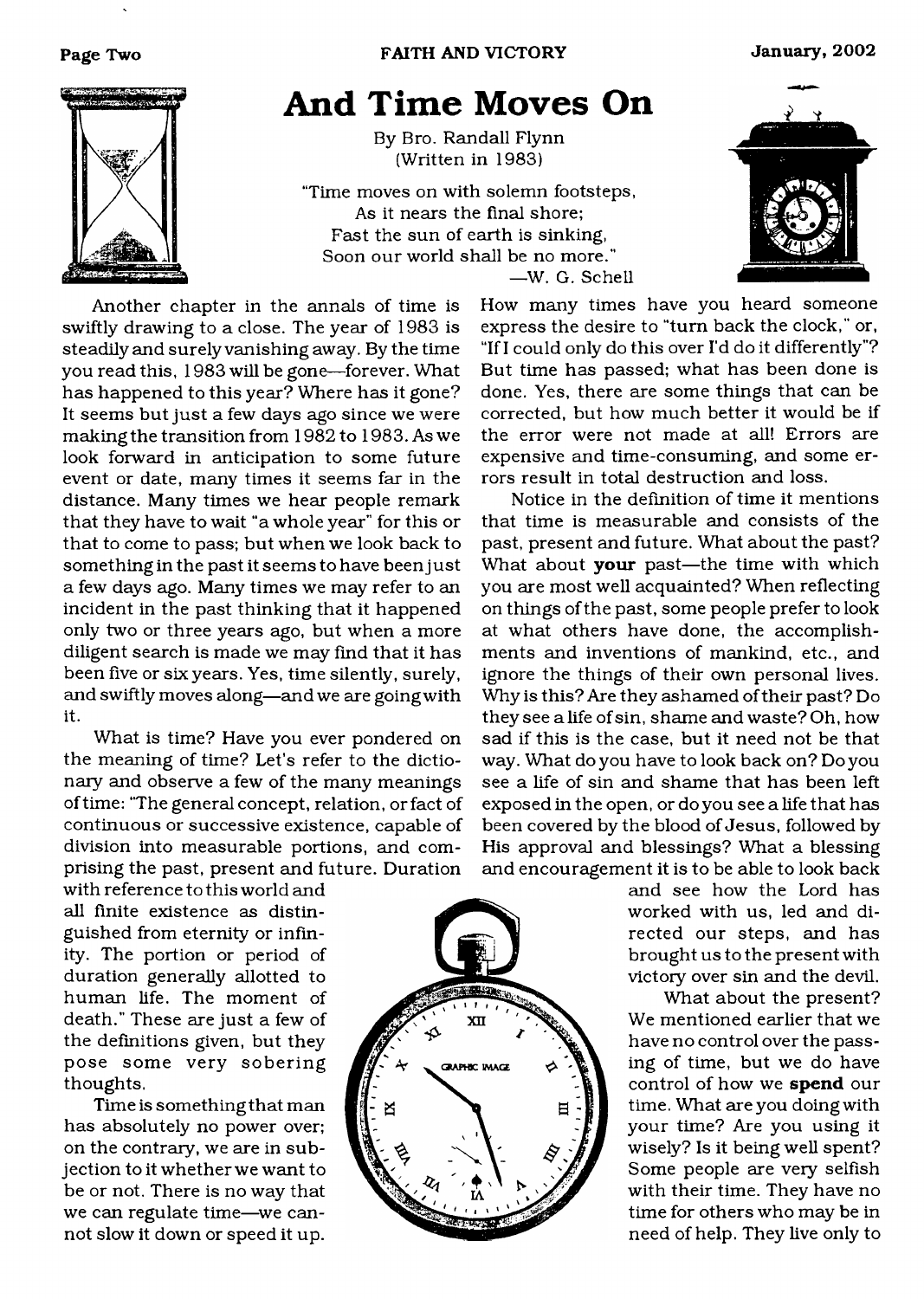# And Time Moves On

By Bro. Randall Flynn
(Written in 1983)

"Time moves on with solemn footsteps,
As it nears the final shore;
Fast the sun of earth is sinking,
Soon our world shall be no more."
—W. G. Schell

Another chapter in the annals of time is swiftly drawing to a close. The year of 1983 is steadily and surely vanishing away. By the time you read this, 1983 will be gone—forever. What has happened to this year? Where has it gone? It seems but just a few days ago since we were making the transition from 1982 to 1983. As we look forward in anticipation to some future event or date, many times it seems far in the distance. Many times we hear people remark that they have to wait "a whole year" for this or that to come to pass; but when we look back to something in the past it seems to have been just a few days ago. Many times we may refer to an incident in the past thinking that it happened only two or three years ago, but when a more diligent search is made we may find that it has been five or six years. Yes, time silently, surely, and swiftly moves along—and we are going with it.

What is time? Have you ever pondered on the meaning of time? Let's refer to the dictionary and observe a few of the many meanings of time: "The general concept, relation, or fact of continuous or successive existence, capable of division into measurable portions, and comprising the past, present and future. Duration with reference to this world and all finite existence as distinguished from eternity or infinity. The portion or period of duration generally allotted to human life. The moment of death." These are just a few of the definitions given, but they pose some very sobering thoughts.

Time is something that man has absolutely no power over; on the contrary, we are in subjection to it whether we want to be or not. There is no way that we can regulate time—we cannot slow it down or speed it up. How many times have you heard someone express the desire to "turn back the clock," or, "If I could only do this over I'd do it differently"? But time has passed; what has been done is done. Yes, there are some things that can be corrected, but how much better it would be if the error were not made at all! Errors are expensive and time-consuming, and some errors result in total destruction and loss.

Notice in the definition of time it mentions that time is measurable and consists of the past, present and future. What about the past? What about **your** past—the time with which you are most well acquainted? When reflecting on things of the past, some people prefer to look at what others have done, the accomplishments and inventions of mankind, etc., and ignore the things of their own personal lives. Why is this? Are they ashamed of their past? Do they see a life of sin, shame and waste? Oh, how sad if this is the case, but it need not be that way. What do you have to look back on? Do you see a life of sin and shame that has been left exposed in the open, or do you see a life that has been covered by the blood of Jesus, followed by His approval and blessings? What a blessing and encouragement it is to be able to look back and see how the Lord has worked with us, led and directed our steps, and has brought us to the present with victory over sin and the devil.

What about the present? We mentioned earlier that we have no control over the passing of time, but we do have control of how we **spend** our time. What are you doing with your time? Are you using it wisely? Is it being well spent? Some people are very selfish with their time. They have no time for others who may be in need of help. They live only to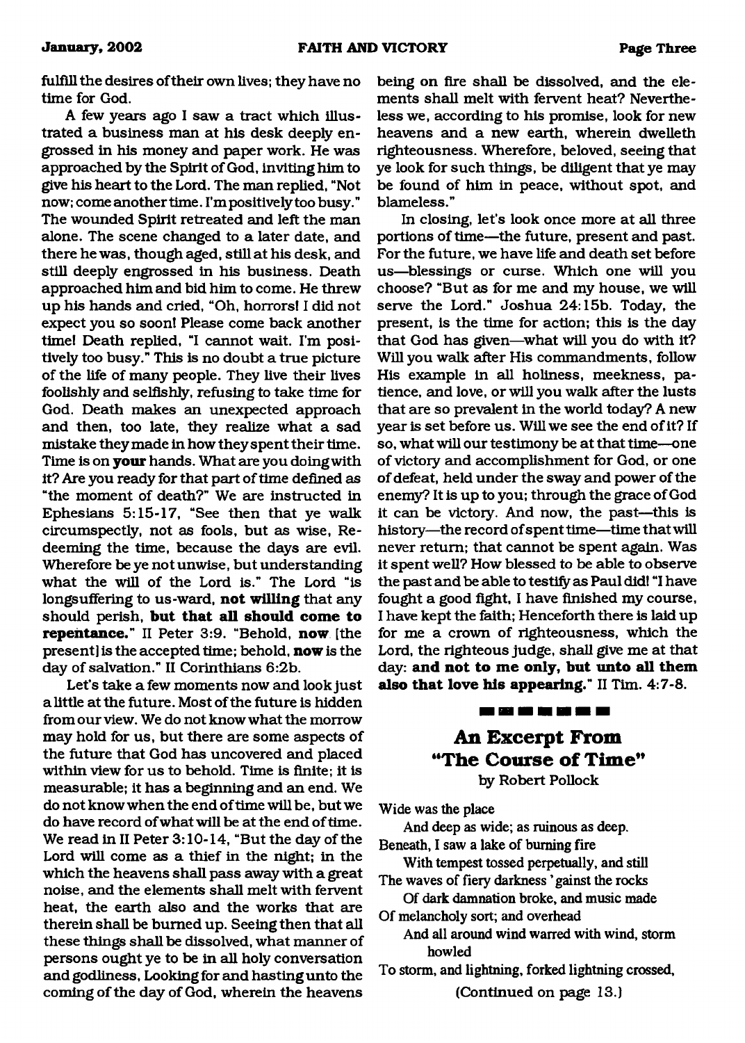fulfill the desires of their own lives; they have no time for God.

A few years ago I saw a tract which illustrated a business man at his desk deeply engrossed in his money and paper work. He was approached by the Spirit of God, inviting him to give his heart to the Lord. The man replied, "Not now; come another time. I'm positively too busy." The wounded Spirit retreated and left the man alone. The scene changed to a later date, and there he was, though aged, still at his desk, and still deeply engrossed in his business. Death approached him and bid him to come. He threw up his hands and cried, "Oh, horrors! I did not expect you so soon! Please come back another time! Death replied, "I cannot wait. I'm positively too busy." This is no doubt a true picture of the life of many people. They live their lives foolishly and selfishly, refusing to take time for God. Death makes an unexpected approach and then, too late, they realize what a sad mistake they made in how they spent their time. Time is on **your** hands. What are you doing with it? Are you ready for that part of time defined as "the moment of death?" We are instructed in Ephesians 5:15-17, "See then that ye walk circumspectly, not as fools, but as wise, Redeeming the time, because the days are evil. Wherefore be ye not unwise, but understanding what the will of the Lord is." The Lord "is longsuffering to us-ward, **not willing** that any should perish, **but that all should come to repentance.**" II Peter 3:9. "Behold, **now** [the present] is the accepted time; behold, **now** is the day of salvation." II Corinthians 6:2b.

Let's take a few moments now and look just a little at the future. Most of the future is hidden from our view. We do not know what the morrow may hold for us, but there are some aspects of the future that God has uncovered and placed within view for us to behold. Time is finite; it is measurable; it has a beginning and an end. We do not know when the end of time will be, but we do have record of what will be at the end of time. We read in II Peter 3:10-14, "But the day of the Lord will come as a thief in the night; in the which the heavens shall pass away with a great noise, and the elements shall melt with fervent heat, the earth also and the works that are therein shall be burned up. Seeing then that all these things shall be dissolved, what manner of persons ought ye to be in all holy conversation and godliness, Looking for and hasting unto the coming of the day of God, wherein the heavens being on fire shall be dissolved, and the elements shall melt with fervent heat? Nevertheless we, according to his promise, look for new heavens and a new earth, wherein dwelleth righteousness. Wherefore, beloved, seeing that ye look for such things, be diligent that ye may be found of him in peace, without spot, and blameless."

In closing, let's look once more at all three portions of time—the future, present and past. For the future, we have life and death set before us—blessings or curse. Which one will you choose? "But as for me and my house, we will serve the Lord." Joshua 24:15b. Today, the present, is the time for action; this is the day that God has given—what will you do with it? Will you walk after His commandments, follow His example in all holiness, meekness, patience, and love, or will you walk after the lusts that are so prevalent in the world today? A new year is set before us. Will we see the end of it? If so, what will our testimony be at that time—one of victory and accomplishment for God, or one of defeat, held under the sway and power of the enemy? It is up to you; through the grace of God it can be victory. And now, the past—this is history—the record of spent time—time that will never return; that cannot be spent again. Was it spent well? How blessed to be able to observe the past and be able to testify as Paul did! "I have fought a good fight, I have finished my course, I have kept the faith; Henceforth there is laid up for me a crown of righteousness, which the Lord, the righteous judge, shall give me at that day: **and not to me only, but unto all them also that love his appearing.**" II Tim. 4:7-8.

---

## An Excerpt From "The Course of Time"

by Robert Pollock

Wide was the place
  And deep as wide; as ruinous as deep.
Beneath, I saw a lake of burning fire
  With tempest tossed perpetually, and still
The waves of fiery darkness 'gainst the rocks
  Of dark damnation broke, and music made
Of melancholy sort; and overhead
  And all around wind warred with wind, storm howled
To storm, and lightning, forked lightning crossed,

(Continued on page 13.)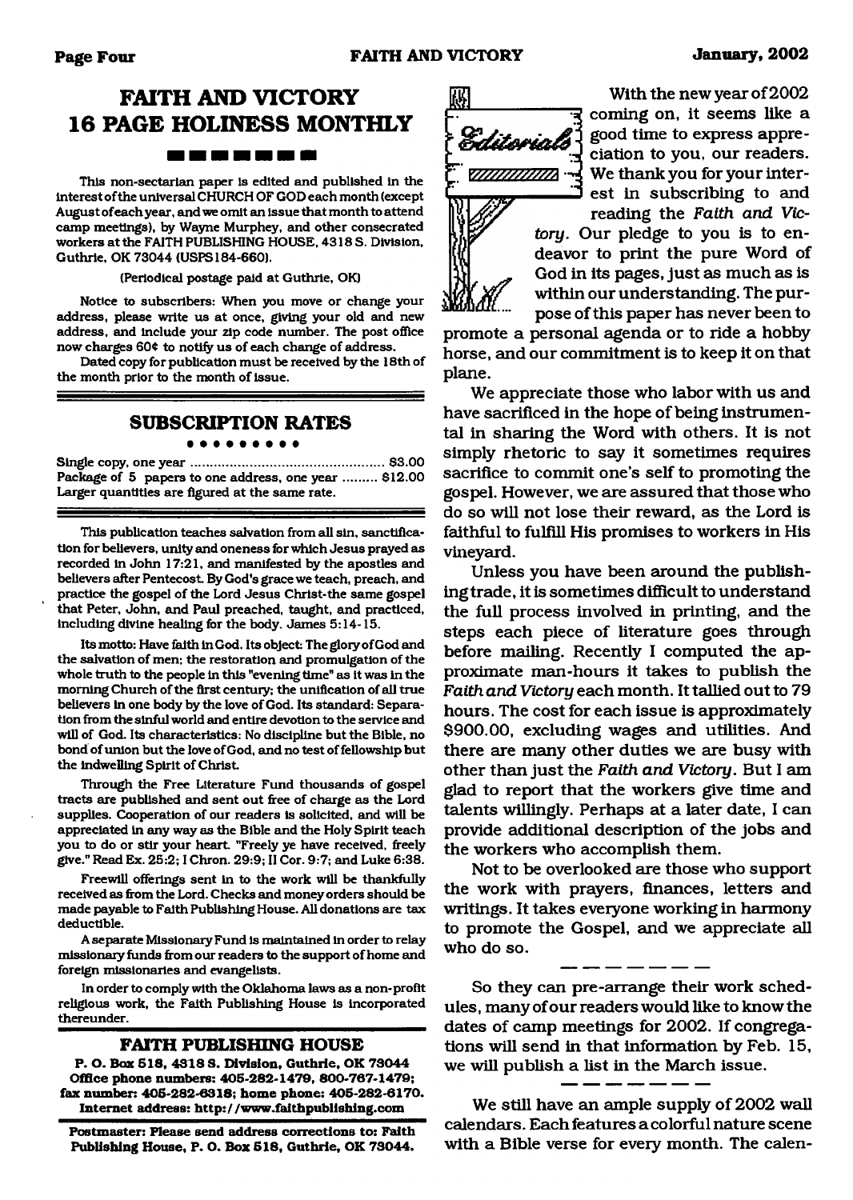## FAITH AND VICTORY 16 PAGE HOLINESS MONTHLY

This non-sectarian paper is edited and published in the interest of the universal CHURCH OF GOD each month (except August of each year, and we omit an issue that month to attend camp meetings), by Wayne Murphey, and other consecrated workers at the FAITH PUBLISHING HOUSE, 4318 S. Division, Guthrie, OK 73044 (USPS184-660).

(Periodical postage paid at Guthrie, OK)

Notice to subscribers: When you move or change your address, please write us at once, giving your old and new address, and include your zip code number. The post office now charges 60¢ to notify us of each change of address.

Dated copy for publication must be received by the 18th of the month prior to the month of issue.

### SUBSCRIPTION RATES

Single copy, one year ............................................... $3.00
Package of 5 papers to one address, one year ......... $12.00
Larger quantities are figured at the same rate.

This publication teaches salvation from all sin, sanctification for believers, unity and oneness for which Jesus prayed as recorded in John 17:21, and manifested by the apostles and believers after Pentecost. By God's grace we teach, preach, and practice the gospel of the Lord Jesus Christ-the same gospel that Peter, John, and Paul preached, taught, and practiced, including divine healing for the body. James 5:14-15.

Its motto: Have faith in God. Its object: The glory of God and the salvation of men; the restoration and promulgation of the whole truth to the people in this "evening time" as it was in the morning Church of the first century; the unification of all true believers in one body by the love of God. Its standard: Separation from the sinful world and entire devotion to the service and will of God. Its characteristics: No discipline but the Bible, no bond of union but the love of God, and no test of fellowship but the indwelling Spirit of Christ.

Through the Free Literature Fund thousands of gospel tracts are published and sent out free of charge as the Lord supplies. Cooperation of our readers is solicited, and will be appreciated in any way as the Bible and the Holy Spirit teach you to do or stir your heart. "Freely ye have received, freely give." Read Ex. 25:2; I Chron. 29:9; II Cor. 9:7; and Luke 6:38.

Freewill offerings sent in to the work will be thankfully received as from the Lord. Checks and money orders should be made payable to Faith Publishing House. All donations are tax deductible.

A separate Missionary Fund is maintained in order to relay missionary funds from our readers to the support of home and foreign missionaries and evangelists.

In order to comply with the Oklahoma laws as a non-profit religious work, the Faith Publishing House is incorporated thereunder.

### FAITH PUBLISHING HOUSE

**P. O. Box 518, 4318 S. Division, Guthrie, OK 73044**
**Office phone numbers: 405-282-1479, 800-767-1479; fax number: 405-282-6318; home phone: 405-282-6170.**
**Internet address: http://www.faithpublishing.com**

**Postmaster: Please send address corrections to: Faith Publishing House, P. O. Box 518, Guthrie, OK 73044.**

## Editorials

With the new year of 2002 coming on, it seems like a good time to express appreciation to you, our readers. We thank you for your interest in subscribing to and reading the *Faith and Victory*. Our pledge to you is to endeavor to print the pure Word of God in its pages, just as much as is within our understanding. The purpose of this paper has never been to promote a personal agenda or to ride a hobby horse, and our commitment is to keep it on that plane.

We appreciate those who labor with us and have sacrificed in the hope of being instrumental in sharing the Word with others. It is not simply rhetoric to say it sometimes requires sacrifice to commit one's self to promoting the gospel. However, we are assured that those who do so will not lose their reward, as the Lord is faithful to fulfill His promises to workers in His vineyard.

Unless you have been around the publishing trade, it is sometimes difficult to understand the full process involved in printing, and the steps each piece of literature goes through before mailing. Recently I computed the approximate man-hours it takes to publish the *Faith and Victory* each month. It tallied out to 79 hours. The cost for each issue is approximately $900.00, excluding wages and utilities. And there are many other duties we are busy with other than just the *Faith and Victory*. But I am glad to report that the workers give time and talents willingly. Perhaps at a later date, I can provide additional description of the jobs and the workers who accomplish them.

Not to be overlooked are those who support the work with prayers, finances, letters and writings. It takes everyone working in harmony to promote the Gospel, and we appreciate all who do so.

---

So they can pre-arrange their work schedules, many of our readers would like to know the dates of camp meetings for 2002. If congregations will send in that information by Feb. 15, we will publish a list in the March issue.

---

We still have an ample supply of 2002 wall calendars. Each features a colorful nature scene with a Bible verse for every month. The calen-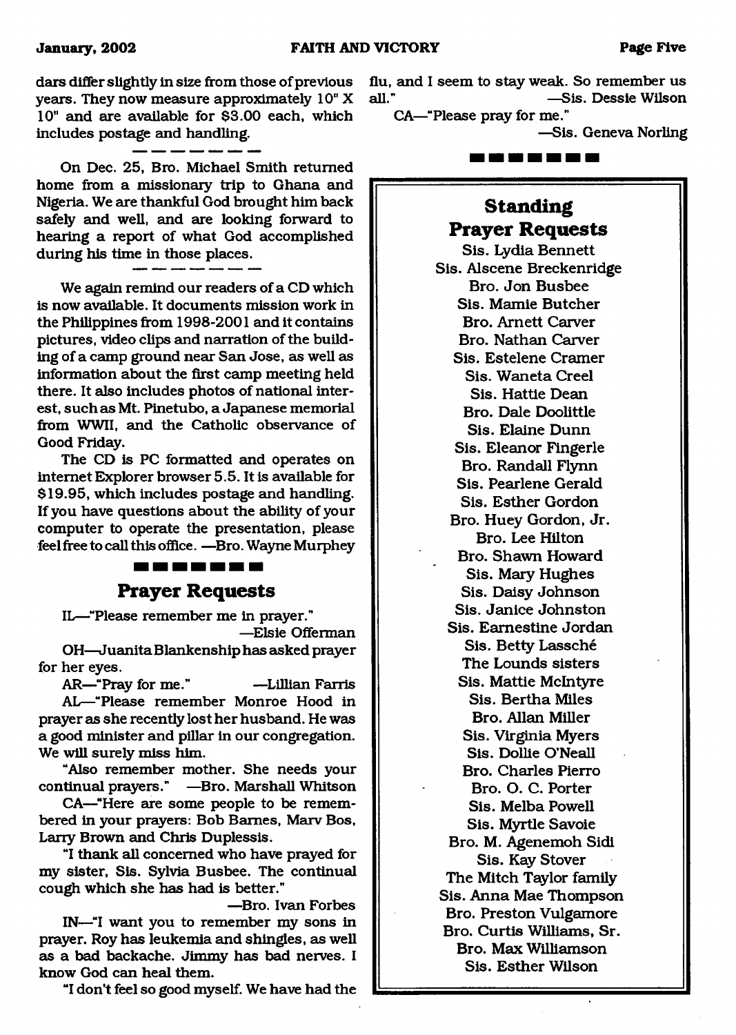dars differ slightly in size from those of previous years. They now measure approximately 10" X 10" and are available for $3.00 each, which includes postage and handling.

---

On Dec. 25, Bro. Michael Smith returned home from a missionary trip to Ghana and Nigeria. We are thankful God brought him back safely and well, and are looking forward to hearing a report of what God accomplished during his time in those places.

---

We again remind our readers of a CD which is now available. It documents mission work in the Philippines from 1998-2001 and it contains pictures, video clips and narration of the building of a camp ground near San Jose, as well as information about the first camp meeting held there. It also includes photos of national interest, such as Mt. Pinetubo, a Japanese memorial from WWII, and the Catholic observance of Good Friday.

The CD is PC formatted and operates on Internet Explorer browser 5.5. It is available for $19.95, which includes postage and handling. If you have questions about the ability of your computer to operate the presentation, please feel free to call this office. —Bro. Wayne Murphey

## Prayer Requests

IL—"Please remember me in prayer."
—Elsie Offerman

OH—Juanita Blankenship has asked prayer for her eyes.

AR—"Pray for me." —Lillian Farris

AL—"Please remember Monroe Hood in prayer as she recently lost her husband. He was a good minister and pillar in our congregation. We will surely miss him.

"Also remember mother. She needs your continual prayers." —Bro. Marshall Whitson

CA—"Here are some people to be remembered in your prayers: Bob Barnes, Marv Bos, Larry Brown and Chris Duplessis.

"I thank all concerned who have prayed for my sister, Sis. Sylvia Busbee. The continual cough which she has had is better."
—Bro. Ivan Forbes

IN—"I want you to remember my sons in prayer. Roy has leukemia and shingles, as well as a bad backache. Jimmy has bad nerves. I know God can heal them.

"I don't feel so good myself. We have had the flu, and I seem to stay weak. So remember us all." —Sis. Dessie Wilson

CA—"Please pray for me."
—Sis. Geneva Norling

## Standing Prayer Requests

Sis. Lydia Bennett
Sis. Alscene Breckenridge
Bro. Jon Busbee
Sis. Mamie Butcher
Bro. Arnett Carver
Bro. Nathan Carver
Sis. Estelene Cramer
Sis. Waneta Creel
Sis. Hattie Dean
Bro. Dale Doolittle
Sis. Elaine Dunn
Sis. Eleanor Fingerle
Bro. Randall Flynn
Sis. Pearlene Gerald
Sis. Esther Gordon
Bro. Huey Gordon, Jr.
Bro. Lee Hilton
Bro. Shawn Howard
Sis. Mary Hughes
Sis. Daisy Johnson
Sis. Janice Johnston
Sis. Earnestine Jordan
Sis. Betty Lassché
The Lounds sisters
Sis. Mattie McIntyre
Sis. Bertha Miles
Bro. Allan Miller
Sis. Virginia Myers
Sis. Dollie O'Neall
Bro. Charles Pierro
Bro. O. C. Porter
Sis. Melba Powell
Sis. Myrtle Savoie
Bro. M. Agenemoh Sidi
Sis. Kay Stover
The Mitch Taylor family
Sis. Anna Mae Thompson
Bro. Preston Vulgamore
Bro. Curtis Williams, Sr.
Bro. Max Williamson
Sis. Esther Wilson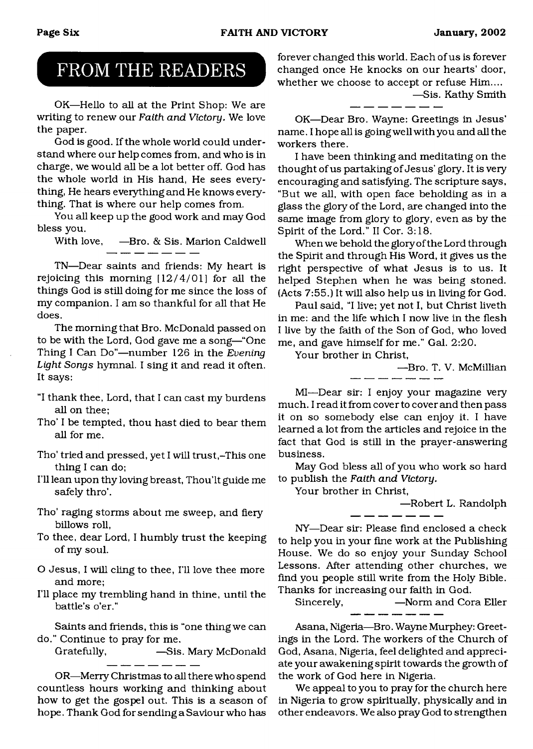# FROM THE READERS

OK—Hello to all at the Print Shop: We are writing to renew our *Faith and Victory.* We love the paper.

God is good. If the whole world could understand where our help comes from, and who is in charge, we would all be a lot better off. God has the whole world in His hand, He sees everything, He hears everything and He knows everything. That is where our help comes from.

You all keep up the good work and may God bless you.

With love, —Bro. & Sis. Marion Caldwell

---

TN—Dear saints and friends: My heart is rejoicing this morning [12/4/01] for all the things God is still doing for me since the loss of my companion. I am so thankful for all that He does.

The morning that Bro. McDonald passed on to be with the Lord, God gave me a song—"One Thing I Can Do"—number 126 in the *Evening Light Songs* hymnal. I sing it and read it often. It says:

"I thank thee, Lord, that I can cast my burdens all on thee;
Tho' I be tempted, thou hast died to bear them all for me.

Tho' tried and pressed, yet I will trust,–This one thing I can do;
I'll lean upon thy loving breast, Thou'lt guide me safely thro'.

Tho' raging storms about me sweep, and fiery billows roll,
To thee, dear Lord, I humbly trust the keeping of my soul.

O Jesus, I will cling to thee, I'll love thee more and more;
I'll place my trembling hand in thine, until the battle's o'er."

Saints and friends, this is "one thing we can do." Continue to pray for me.

Gratefully, —Sis. Mary McDonald

---

OR—Merry Christmas to all there who spend countless hours working and thinking about how to get the gospel out. This is a season of hope. Thank God for sending a Saviour who has forever changed this world. Each of us is forever changed once He knocks on our hearts' door, whether we choose to accept or refuse Him....

—Sis. Kathy Smith

---

OK—Dear Bro. Wayne: Greetings in Jesus' name. I hope all is going well with you and all the workers there.

I have been thinking and meditating on the thought of us partaking of Jesus' glory. It is very encouraging and satisfying. The scripture says, "But we all, with open face beholding as in a glass the glory of the Lord, are changed into the same image from glory to glory, even as by the Spirit of the Lord." II Cor. 3:18.

When we behold the glory of the Lord through the Spirit and through His Word, it gives us the right perspective of what Jesus is to us. It helped Stephen when he was being stoned. (Acts 7:55.) It will also help us in living for God.

Paul said, "I live; yet not I, but Christ liveth in me: and the life which I now live in the flesh I live by the faith of the Son of God, who loved me, and gave himself for me." Gal. 2:20.

Your brother in Christ,

—Bro. T. V. McMillian

---

MI—Dear sir: I enjoy your magazine very much. I read it from cover to cover and then pass it on so somebody else can enjoy it. I have learned a lot from the articles and rejoice in the fact that God is still in the prayer-answering business.

May God bless all of you who work so hard to publish the *Faith and Victory.*

Your brother in Christ,

—Robert L. Randolph

---

NY—Dear sir: Please find enclosed a check to help you in your fine work at the Publishing House. We do so enjoy your Sunday School Lessons. After attending other churches, we find you people still write from the Holy Bible. Thanks for increasing our faith in God.

Sincerely, —Norm and Cora Eller

---

Asana, Nigeria—Bro. Wayne Murphey: Greetings in the Lord. The workers of the Church of God, Asana, Nigeria, feel delighted and appreciate your awakening spirit towards the growth of the work of God here in Nigeria.

We appeal to you to pray for the church here in Nigeria to grow spiritually, physically and in other endeavors. We also pray God to strengthen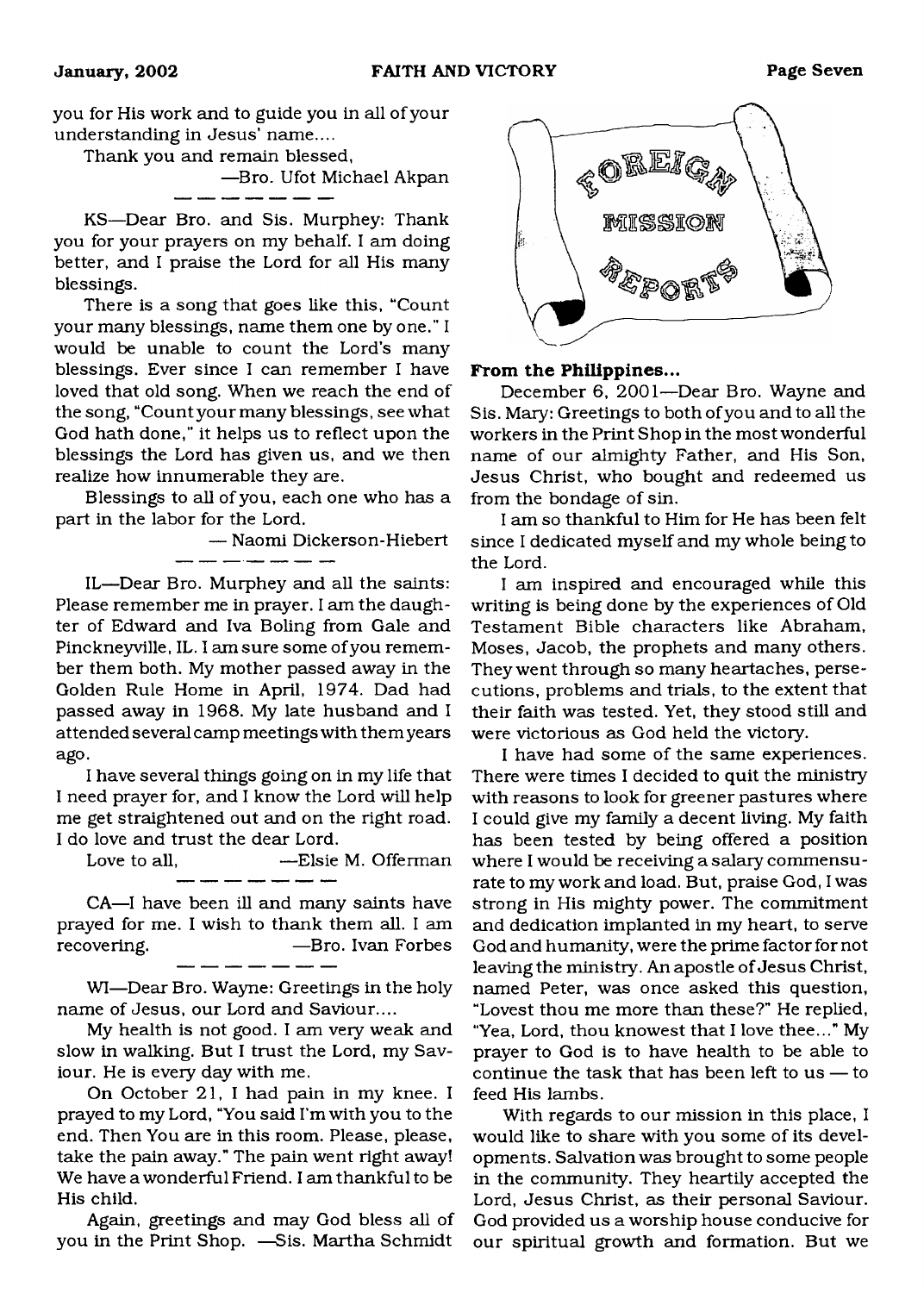you for His work and to guide you in all of your understanding in Jesus' name....

Thank you and remain blessed,

—Bro. Ufot Michael Akpan

KS—Dear Bro. and Sis. Murphey: Thank you for your prayers on my behalf. I am doing better, and I praise the Lord for all His many blessings.

There is a song that goes like this, "Count your many blessings, name them one by one." I would be unable to count the Lord's many blessings. Ever since I can remember I have loved that old song. When we reach the end of the song, "Count your many blessings, see what God hath done," it helps us to reflect upon the blessings the Lord has given us, and we then realize how innumerable they are.

Blessings to all of you, each one who has a part in the labor for the Lord.

— Naomi Dickerson-Hiebert

IL—Dear Bro. Murphey and all the saints: Please remember me in prayer. I am the daughter of Edward and Iva Boling from Gale and Pinckneyville, IL. I am sure some of you remember them both. My mother passed away in the Golden Rule Home in April, 1974. Dad had passed away in 1968. My late husband and I attended several camp meetings with them years ago.

I have several things going on in my life that I need prayer for, and I know the Lord will help me get straightened out and on the right road. I do love and trust the dear Lord.

Love to all, —Elsie M. Offerman

CA—I have been ill and many saints have prayed for me. I wish to thank them all. I am recovering. —Bro. Ivan Forbes

WI—Dear Bro. Wayne: Greetings in the holy name of Jesus, our Lord and Saviour....

My health is not good. I am very weak and slow in walking. But I trust the Lord, my Saviour. He is every day with me.

On October 21, I had pain in my knee. I prayed to my Lord, "You said I'm with you to the end. Then You are in this room. Please, please, take the pain away." The pain went right away! We have a wonderful Friend. I am thankful to be His child.

Again, greetings and may God bless all of you in the Print Shop. —Sis. Martha Schmidt

## Foreign Mission Reports

**From the Philippines...**

December 6, 2001—Dear Bro. Wayne and Sis. Mary: Greetings to both of you and to all the workers in the Print Shop in the most wonderful name of our almighty Father, and His Son, Jesus Christ, who bought and redeemed us from the bondage of sin.

I am so thankful to Him for He has been felt since I dedicated myself and my whole being to the Lord.

I am inspired and encouraged while this writing is being done by the experiences of Old Testament Bible characters like Abraham, Moses, Jacob, the prophets and many others. They went through so many heartaches, persecutions, problems and trials, to the extent that their faith was tested. Yet, they stood still and were victorious as God held the victory.

I have had some of the same experiences. There were times I decided to quit the ministry with reasons to look for greener pastures where I could give my family a decent living. My faith has been tested by being offered a position where I would be receiving a salary commensurate to my work and load. But, praise God, I was strong in His mighty power. The commitment and dedication implanted in my heart, to serve God and humanity, were the prime factor for not leaving the ministry. An apostle of Jesus Christ, named Peter, was once asked this question, "Lovest thou me more than these?" He replied, "Yea, Lord, thou knowest that I love thee..." My prayer to God is to have health to be able to continue the task that has been left to us — to feed His lambs.

With regards to our mission in this place, I would like to share with you some of its developments. Salvation was brought to some people in the community. They heartily accepted the Lord, Jesus Christ, as their personal Saviour. God provided us a worship house conducive for our spiritual growth and formation. But we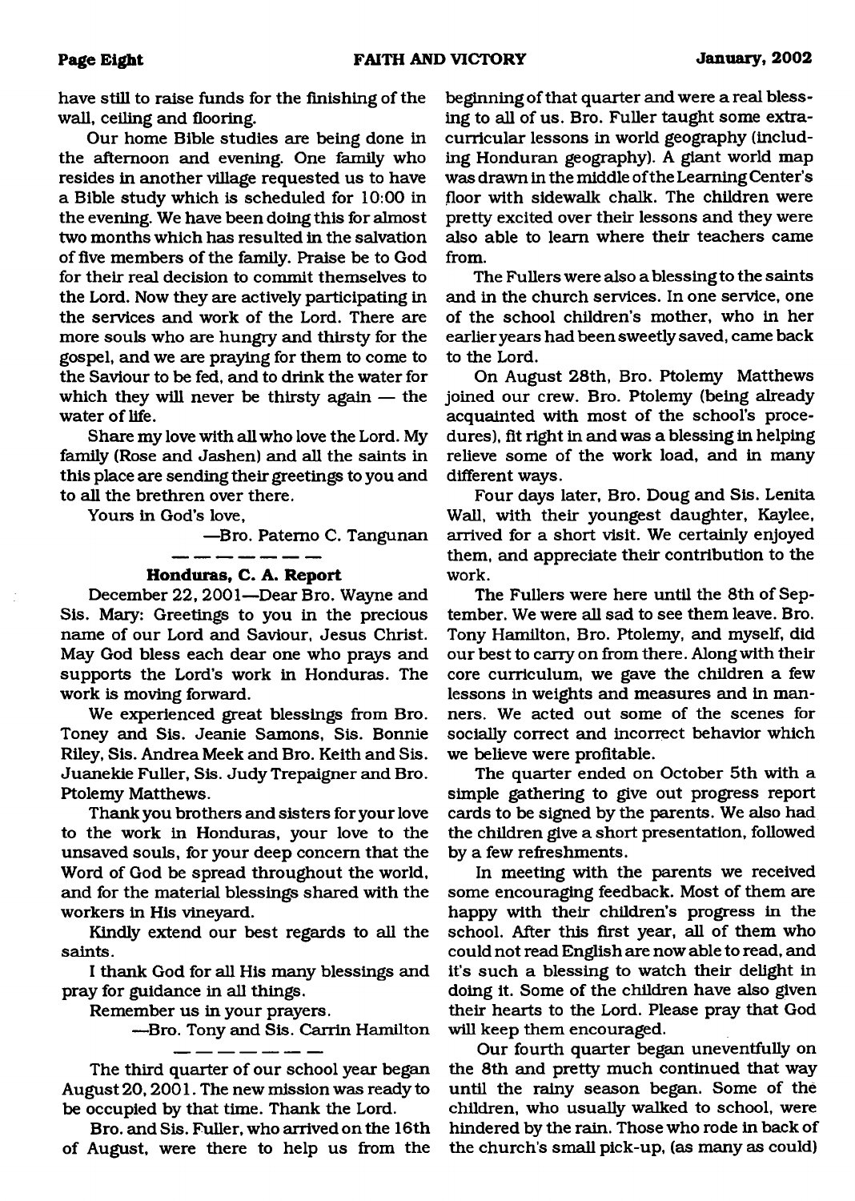have still to raise funds for the finishing of the wall, ceiling and flooring.

Our home Bible studies are being done in the afternoon and evening. One family who resides in another village requested us to have a Bible study which is scheduled for 10:00 in the evening. We have been doing this for almost two months which has resulted in the salvation of five members of the family. Praise be to God for their real decision to commit themselves to the Lord. Now they are actively participating in the services and work of the Lord. There are more souls who are hungry and thirsty for the gospel, and we are praying for them to come to the Saviour to be fed, and to drink the water for which they will never be thirsty again — the water of life.

Share my love with all who love the Lord. My family (Rose and Jashen) and all the saints in this place are sending their greetings to you and to all the brethren over there.

Yours in God's love,

—Bro. Paterno C. Tangunan

---

### Honduras, C. A. Report

December 22, 2001—Dear Bro. Wayne and Sis. Mary: Greetings to you in the precious name of our Lord and Saviour, Jesus Christ. May God bless each dear one who prays and supports the Lord's work in Honduras. The work is moving forward.

We experienced great blessings from Bro. Toney and Sis. Jeanie Samons, Sis. Bonnie Riley, Sis. Andrea Meek and Bro. Keith and Sis. Juanekie Fuller, Sis. Judy Trepaigner and Bro. Ptolemy Matthews.

Thank you brothers and sisters for your love to the work in Honduras, your love to the unsaved souls, for your deep concern that the Word of God be spread throughout the world, and for the material blessings shared with the workers in His vineyard.

Kindly extend our best regards to all the saints.

I thank God for all His many blessings and pray for guidance in all things.

Remember us in your prayers.

—Bro. Tony and Sis. Carrin Hamilton

---

The third quarter of our school year began August 20, 2001. The new mission was ready to be occupied by that time. Thank the Lord.

Bro. and Sis. Fuller, who arrived on the 16th of August, were there to help us from the beginning of that quarter and were a real blessing to all of us. Bro. Fuller taught some extra-curricular lessons in world geography (including Honduran geography). A giant world map was drawn in the middle of the Learning Center's floor with sidewalk chalk. The children were pretty excited over their lessons and they were also able to learn where their teachers came from.

The Fullers were also a blessing to the saints and in the church services. In one service, one of the school children's mother, who in her earlier years had been sweetly saved, came back to the Lord.

On August 28th, Bro. Ptolemy Matthews joined our crew. Bro. Ptolemy (being already acquainted with most of the school's procedures), fit right in and was a blessing in helping relieve some of the work load, and in many different ways.

Four days later, Bro. Doug and Sis. Lenita Wall, with their youngest daughter, Kaylee, arrived for a short visit. We certainly enjoyed them, and appreciate their contribution to the work.

The Fullers were here until the 8th of September. We were all sad to see them leave. Bro. Tony Hamilton, Bro. Ptolemy, and myself, did our best to carry on from there. Along with their core curriculum, we gave the children a few lessons in weights and measures and in manners. We acted out some of the scenes for socially correct and incorrect behavior which we believe were profitable.

The quarter ended on October 5th with a simple gathering to give out progress report cards to be signed by the parents. We also had the children give a short presentation, followed by a few refreshments.

In meeting with the parents we received some encouraging feedback. Most of them are happy with their children's progress in the school. After this first year, all of them who could not read English are now able to read, and it's such a blessing to watch their delight in doing it. Some of the children have also given their hearts to the Lord. Please pray that God will keep them encouraged.

Our fourth quarter began uneventfully on the 8th and pretty much continued that way until the rainy season began. Some of the children, who usually walked to school, were hindered by the rain. Those who rode in back of the church's small pick-up, (as many as could)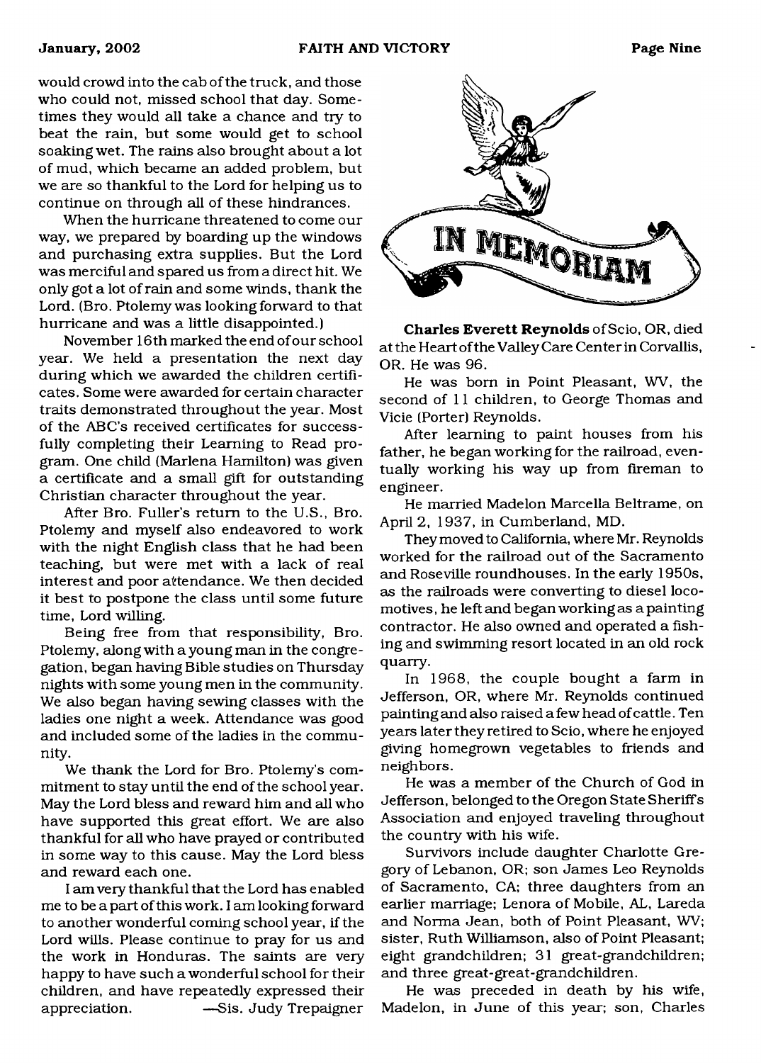would crowd into the cab of the truck, and those who could not, missed school that day. Sometimes they would all take a chance and try to beat the rain, but some would get to school soaking wet. The rains also brought about a lot of mud, which became an added problem, but we are so thankful to the Lord for helping us to continue on through all of these hindrances.

When the hurricane threatened to come our way, we prepared by boarding up the windows and purchasing extra supplies. But the Lord was merciful and spared us from a direct hit. We only got a lot of rain and some winds, thank the Lord. (Bro. Ptolemy was looking forward to that hurricane and was a little disappointed.)

November 16th marked the end of our school year. We held a presentation the next day during which we awarded the children certificates. Some were awarded for certain character traits demonstrated throughout the year. Most of the ABC's received certificates for successfully completing their Learning to Read program. One child (Marlena Hamilton) was given a certificate and a small gift for outstanding Christian character throughout the year.

After Bro. Fuller's return to the U.S., Bro. Ptolemy and myself also endeavored to work with the night English class that he had been teaching, but were met with a lack of real interest and poor attendance. We then decided it best to postpone the class until some future time, Lord willing.

Being free from that responsibility, Bro. Ptolemy, along with a young man in the congregation, began having Bible studies on Thursday nights with some young men in the community. We also began having sewing classes with the ladies one night a week. Attendance was good and included some of the ladies in the community.

We thank the Lord for Bro. Ptolemy's commitment to stay until the end of the school year. May the Lord bless and reward him and all who have supported this great effort. We are also thankful for all who have prayed or contributed in some way to this cause. May the Lord bless and reward each one.

I am very thankful that the Lord has enabled me to be a part of this work. I am looking forward to another wonderful coming school year, if the Lord wills. Please continue to pray for us and the work in Honduras. The saints are very happy to have such a wonderful school for their children, and have repeatedly expressed their appreciation. —Sis. Judy Trepaigner

# IN MEMORIAM

**Charles Everett Reynolds** of Scio, OR, died at the Heart of the Valley Care Center in Corvallis, OR. He was 96.

He was born in Point Pleasant, WV, the second of 11 children, to George Thomas and Vicie (Porter) Reynolds.

After learning to paint houses from his father, he began working for the railroad, eventually working his way up from fireman to engineer.

He married Madelon Marcella Beltrame, on April 2, 1937, in Cumberland, MD.

They moved to California, where Mr. Reynolds worked for the railroad out of the Sacramento and Roseville roundhouses. In the early 1950s, as the railroads were converting to diesel locomotives, he left and began working as a painting contractor. He also owned and operated a fishing and swimming resort located in an old rock quarry.

In 1968, the couple bought a farm in Jefferson, OR, where Mr. Reynolds continued painting and also raised a few head of cattle. Ten years later they retired to Scio, where he enjoyed giving homegrown vegetables to friends and neighbors.

He was a member of the Church of God in Jefferson, belonged to the Oregon State Sheriff's Association and enjoyed traveling throughout the country with his wife.

Survivors include daughter Charlotte Gregory of Lebanon, OR; son James Leo Reynolds of Sacramento, CA; three daughters from an earlier marriage; Lenora of Mobile, AL, Lareda and Norma Jean, both of Point Pleasant, WV; sister, Ruth Williamson, also of Point Pleasant; eight grandchildren; 31 great-grandchildren; and three great-great-grandchildren.

He was preceded in death by his wife, Madelon, in June of this year; son, Charles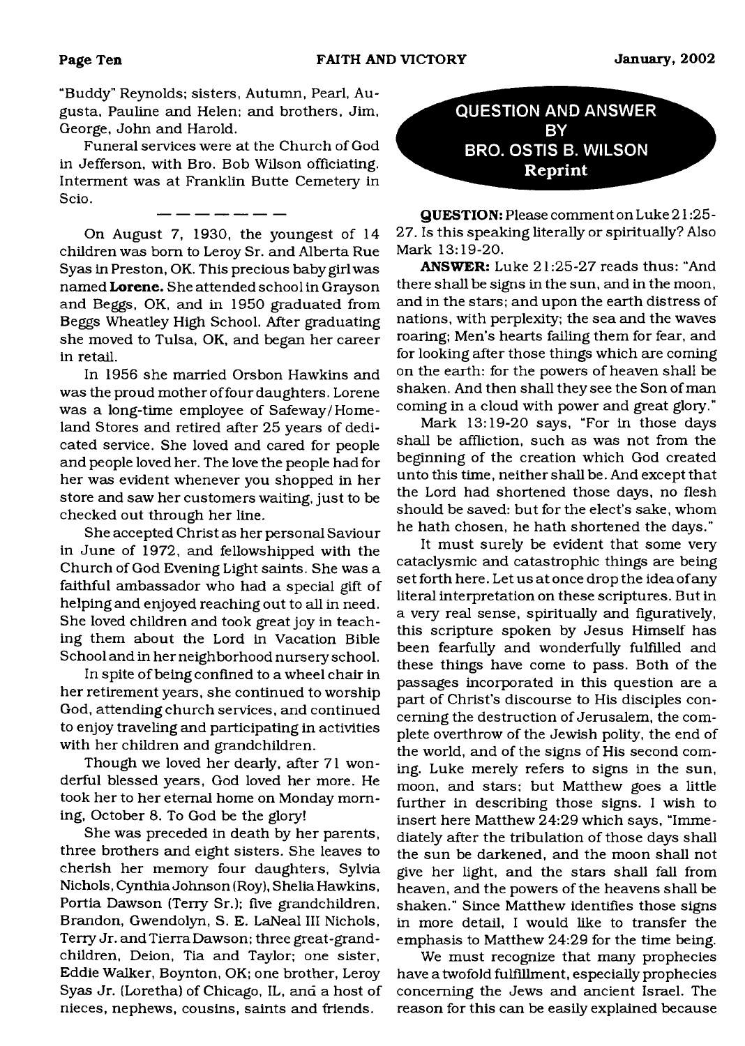"Buddy" Reynolds; sisters, Autumn, Pearl, Augusta, Pauline and Helen; and brothers, Jim, George, John and Harold.

Funeral services were at the Church of God in Jefferson, with Bro. Bob Wilson officiating. Interment was at Franklin Butte Cemetery in Scio.

— — — — — — —

On August 7, 1930, the youngest of 14 children was born to Leroy Sr. and Alberta Rue Syas in Preston, OK. This precious baby girl was named **Lorene.** She attended school in Grayson and Beggs, OK, and in 1950 graduated from Beggs Wheatley High School. After graduating she moved to Tulsa, OK, and began her career in retail.

In 1956 she married Orsbon Hawkins and was the proud mother of four daughters. Lorene was a long-time employee of Safeway/Homeland Stores and retired after 25 years of dedicated service. She loved and cared for people and people loved her. The love the people had for her was evident whenever you shopped in her store and saw her customers waiting, just to be checked out through her line.

She accepted Christ as her personal Saviour in June of 1972, and fellowshipped with the Church of God Evening Light saints. She was a faithful ambassador who had a special gift of helping and enjoyed reaching out to all in need. She loved children and took great joy in teaching them about the Lord in Vacation Bible School and in her neighborhood nursery school.

In spite of being confined to a wheel chair in her retirement years, she continued to worship God, attending church services, and continued to enjoy traveling and participating in activities with her children and grandchildren.

Though we loved her dearly, after 71 wonderful blessed years, God loved her more. He took her to her eternal home on Monday morning, October 8. To God be the glory!

She was preceded in death by her parents, three brothers and eight sisters. She leaves to cherish her memory four daughters, Sylvia Nichols, Cynthia Johnson (Roy), Shelia Hawkins, Portia Dawson (Terry Sr.); five grandchildren, Brandon, Gwendolyn, S. E. LaNeal III Nichols, Terry Jr. and Tierra Dawson; three great-grandchildren, Deion, Tia and Taylor; one sister, Eddie Walker, Boynton, OK; one brother, Leroy Syas Jr. (Loretha) of Chicago, IL, and a host of nieces, nephews, cousins, saints and friends.

## QUESTION AND ANSWER BY BRO. OSTIS B. WILSON

### Reprint

**QUESTION:** Please comment on Luke 21:25-27. Is this speaking literally or spiritually? Also Mark 13:19-20.

**ANSWER:** Luke 21:25-27 reads thus: "And there shall be signs in the sun, and in the moon, and in the stars; and upon the earth distress of nations, with perplexity; the sea and the waves roaring; Men's hearts failing them for fear, and for looking after those things which are coming on the earth: for the powers of heaven shall be shaken. And then shall they see the Son of man coming in a cloud with power and great glory."

Mark 13:19-20 says, "For in those days shall be affliction, such as was not from the beginning of the creation which God created unto this time, neither shall be. And except that the Lord had shortened those days, no flesh should be saved: but for the elect's sake, whom he hath chosen, he hath shortened the days."

It must surely be evident that some very cataclysmic and catastrophic things are being set forth here. Let us at once drop the idea of any literal interpretation on these scriptures. But in a very real sense, spiritually and figuratively, this scripture spoken by Jesus Himself has been fearfully and wonderfully fulfilled and these things have come to pass. Both of the passages incorporated in this question are a part of Christ's discourse to His disciples concerning the destruction of Jerusalem, the complete overthrow of the Jewish polity, the end of the world, and of the signs of His second coming. Luke merely refers to signs in the sun, moon, and stars; but Matthew goes a little further in describing those signs. I wish to insert here Matthew 24:29 which says, "Immediately after the tribulation of those days shall the sun be darkened, and the moon shall not give her light, and the stars shall fall from heaven, and the powers of the heavens shall be shaken." Since Matthew identifies those signs in more detail, I would like to transfer the emphasis to Matthew 24:29 for the time being.

We must recognize that many prophecies have a twofold fulfillment, especially prophecies concerning the Jews and ancient Israel. The reason for this can be easily explained because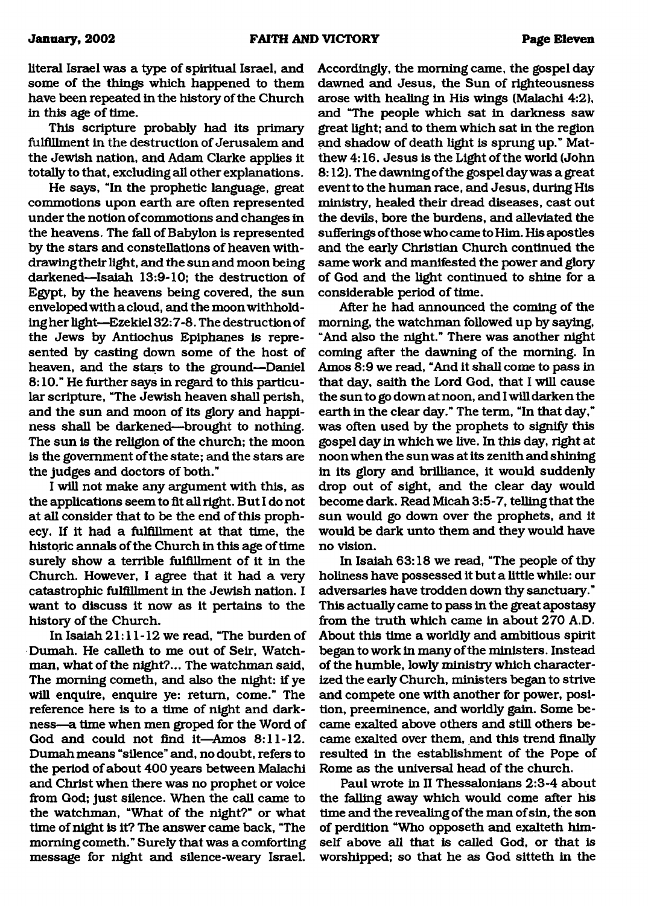literal Israel was a type of spiritual Israel, and some of the things which happened to them have been repeated in the history of the Church in this age of time.

This scripture probably had its primary fulfillment in the destruction of Jerusalem and the Jewish nation, and Adam Clarke applies it totally to that, excluding all other explanations.

He says, "In the prophetic language, great commotions upon earth are often represented under the notion of commotions and changes in the heavens. The fall of Babylon is represented by the stars and constellations of heaven withdrawing their light, and the sun and moon being darkened—Isaiah 13:9-10; the destruction of Egypt, by the heavens being covered, the sun enveloped with a cloud, and the moon withholding her light—Ezekiel 32:7-8. The destruction of the Jews by Antiochus Epiphanes is represented by casting down some of the host of heaven, and the stars to the ground—Daniel 8:10." He further says in regard to this particular scripture, "The Jewish heaven shall perish, and the sun and moon of its glory and happiness shall be darkened—brought to nothing. The sun is the religion of the church; the moon is the government of the state; and the stars are the judges and doctors of both."

I will not make any argument with this, as the applications seem to fit all right. But I do not at all consider that to be the end of this prophecy. If it had a fulfillment at that time, the historic annals of the Church in this age of time surely show a terrible fulfillment of it in the Church. However, I agree that it had a very catastrophic fulfillment in the Jewish nation. I want to discuss it now as it pertains to the history of the Church.

In Isaiah 21:11-12 we read, "The burden of Dumah. He calleth to me out of Seir, Watchman, what of the night?... The watchman said, The morning cometh, and also the night: if ye will enquire, enquire ye: return, come." The reference here is to a time of night and darkness—a time when men groped for the Word of God and could not find it—Amos 8:11-12. Dumah means "silence" and, no doubt, refers to the period of about 400 years between Malachi and Christ when there was no prophet or voice from God; just silence. When the call came to the watchman, "What of the night?" or what time of night is it? The answer came back, "The morning cometh." Surely that was a comforting message for night and silence-weary Israel. Accordingly, the morning came, the gospel day dawned and Jesus, the Sun of righteousness arose with healing in His wings (Malachi 4:2), and "The people which sat in darkness saw great light; and to them which sat in the region and shadow of death light is sprung up." Matthew 4:16. Jesus is the Light of the world (John 8:12). The dawning of the gospel day was a great event to the human race, and Jesus, during His ministry, healed their dread diseases, cast out the devils, bore the burdens, and alleviated the sufferings of those who came to Him. His apostles and the early Christian Church continued the same work and manifested the power and glory of God and the light continued to shine for a considerable period of time.

After he had announced the coming of the morning, the watchman followed up by saying, "And also the night." There was another night coming after the dawning of the morning. In Amos 8:9 we read, "And it shall come to pass in that day, saith the Lord God, that I will cause the sun to go down at noon, and I will darken the earth in the clear day." The term, "In that day," was often used by the prophets to signify this gospel day in which we live. In this day, right at noon when the sun was at its zenith and shining in its glory and brilliance, it would suddenly drop out of sight, and the clear day would become dark. Read Micah 3:5-7, telling that the sun would go down over the prophets, and it would be dark unto them and they would have no vision.

In Isaiah 63:18 we read, "The people of thy holiness have possessed it but a little while: our adversaries have trodden down thy sanctuary." This actually came to pass in the great apostasy from the truth which came in about 270 A.D. About this time a worldly and ambitious spirit began to work in many of the ministers. Instead of the humble, lowly ministry which characterized the early Church, ministers began to strive and compete one with another for power, position, preeminence, and worldly gain. Some became exalted above others and still others became exalted over them, and this trend finally resulted in the establishment of the Pope of Rome as the universal head of the church.

Paul wrote in II Thessalonians 2:3-4 about the falling away which would come after his time and the revealing of the man of sin, the son of perdition "Who opposeth and exalteth himself above all that is called God, or that is worshipped; so that he as God sitteth in the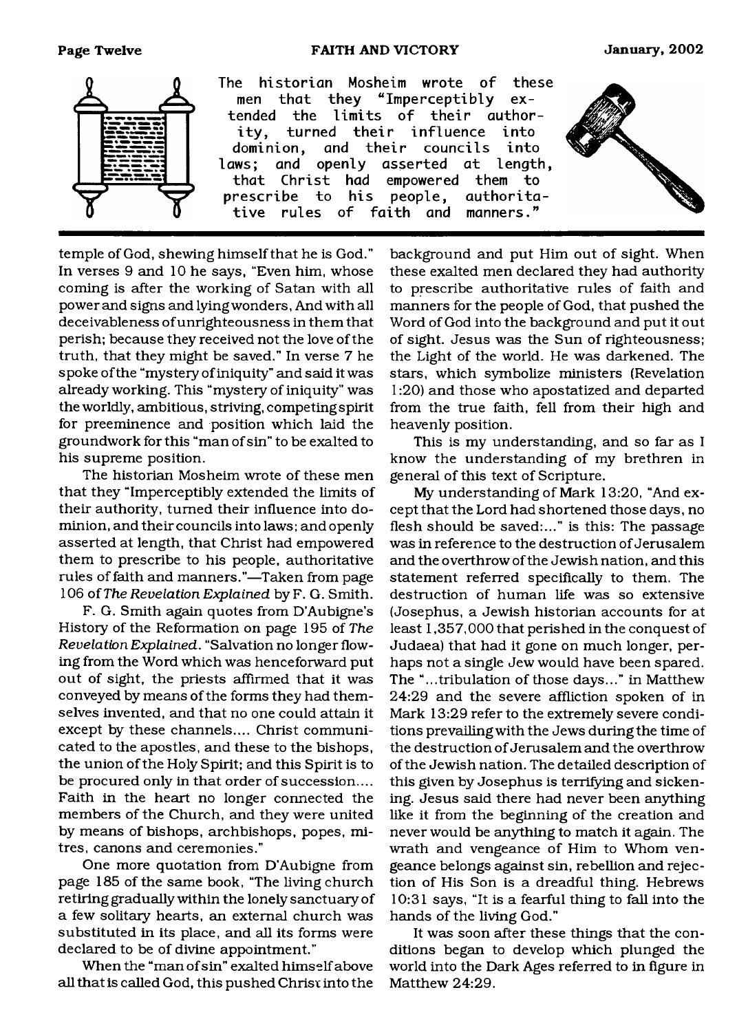The historian Mosheim wrote of these men that they "Imperceptibly extended the limits of their authority, turned their influence into dominion, and their councils into laws; and openly asserted at length, that Christ had empowered them to prescribe to his people, authoritative rules of faith and manners."

temple of God, shewing himself that he is God." In verses 9 and 10 he says, "Even him, whose coming is after the working of Satan with all power and signs and lying wonders, And with all deceivableness of unrighteousness in them that perish; because they received not the love of the truth, that they might be saved." In verse 7 he spoke of the "mystery of iniquity" and said it was already working. This "mystery of iniquity" was the worldly, ambitious, striving, competing spirit for preeminence and position which laid the groundwork for this "man of sin" to be exalted to his supreme position.

The historian Mosheim wrote of these men that they "Imperceptibly extended the limits of their authority, turned their influence into dominion, and their councils into laws; and openly asserted at length, that Christ had empowered them to prescribe to his people, authoritative rules of faith and manners."—Taken from page 106 of *The Revelation Explained* by F. G. Smith.

F. G. Smith again quotes from D'Aubigne's History of the Reformation on page 195 of *The Revelation Explained*. "Salvation no longer flowing from the Word which was henceforward put out of sight, the priests affirmed that it was conveyed by means of the forms they had themselves invented, and that no one could attain it except by these channels.... Christ communicated to the apostles, and these to the bishops, the union of the Holy Spirit; and this Spirit is to be procured only in that order of succession.... Faith in the heart no longer connected the members of the Church, and they were united by means of bishops, archbishops, popes, mitres, canons and ceremonies."

One more quotation from D'Aubigne from page 185 of the same book, "The living church retiring gradually within the lonely sanctuary of a few solitary hearts, an external church was substituted in its place, and all its forms were declared to be of divine appointment."

When the "man of sin" exalted himself above all that is called God, this pushed Christ into the background and put Him out of sight. When these exalted men declared they had authority to prescribe authoritative rules of faith and manners for the people of God, that pushed the Word of God into the background and put it out of sight. Jesus was the Sun of righteousness; the Light of the world. He was darkened. The stars, which symbolize ministers (Revelation 1:20) and those who apostatized and departed from the true faith, fell from their high and heavenly position.

This is my understanding, and so far as I know the understanding of my brethren in general of this text of Scripture.

My understanding of Mark 13:20, "And except that the Lord had shortened those days, no flesh should be saved:..." is this: The passage was in reference to the destruction of Jerusalem and the overthrow of the Jewish nation, and this statement referred specifically to them. The destruction of human life was so extensive (Josephus, a Jewish historian accounts for at least 1,357,000 that perished in the conquest of Judaea) that had it gone on much longer, perhaps not a single Jew would have been spared. The "...tribulation of those days..." in Matthew 24:29 and the severe affliction spoken of in Mark 13:29 refer to the extremely severe conditions prevailing with the Jews during the time of the destruction of Jerusalem and the overthrow of the Jewish nation. The detailed description of this given by Josephus is terrifying and sickening. Jesus said there had never been anything like it from the beginning of the creation and never would be anything to match it again. The wrath and vengeance of Him to Whom vengeance belongs against sin, rebellion and rejection of His Son is a dreadful thing. Hebrews 10:31 says, "It is a fearful thing to fall into the hands of the living God."

It was soon after these things that the conditions began to develop which plunged the world into the Dark Ages referred to in figure in Matthew 24:29.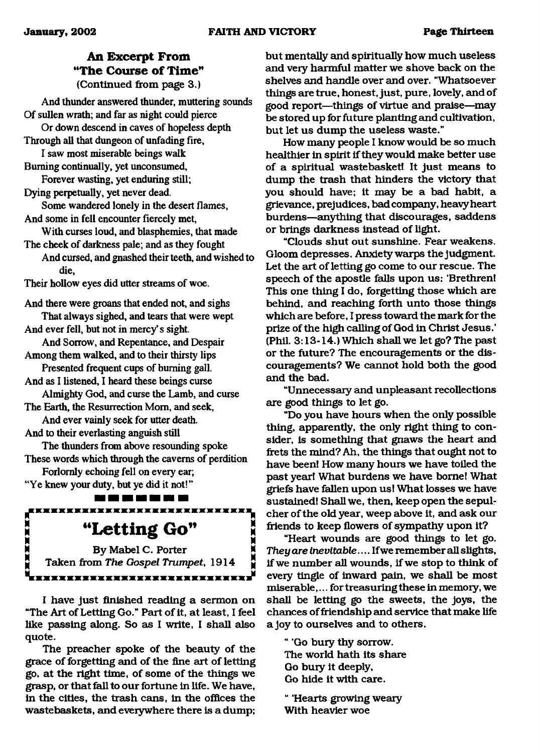## An Excerpt From "The Course of Time"

(Continued from page 3.)

And thunder answered thunder, muttering sounds
Of sullen wrath; and far as night could pierce
Or down descend in caves of hopeless depth
Through all that dungeon of unfading fire,
I saw most miserable beings walk
Burning continually, yet unconsumed,
Forever wasting, yet enduring still;
Dying perpetually, yet never dead.
Some wandered lonely in the desert flames,
And some in fell encounter fiercely met,
With curses loud, and blasphemies, that made
The cheek of darkness pale; and as they fought
And cursed, and gnashed their teeth, and wished to die,
Their hollow eyes did utter streams of woe.

And there were groans that ended not, and sighs
That always sighed, and tears that were wept
And ever fell, but not in mercy's sight.
And Sorrow, and Repentance, and Despair
Among them walked, and to their thirsty lips
Presented frequent cups of burning gall.
And as I listened, I heard these beings curse
Almighty God, and curse the Lamb, and curse
The Earth, the Resurrection Morn, and seek,
And ever vainly seek for utter death.
And to their everlasting anguish still
The thunders from above resounding spoke
These words which through the caverns of perdition
Forlornly echoing fell on every ear;
"Ye knew your duty, but ye did it not!"

## "Letting Go"

By Mabel C. Porter
Taken from *The Gospel Trumpet*, 1914

I have just finished reading a sermon on "The Art of Letting Go." Part of it, at least, I feel like passing along. So as I write, I shall also quote.

The preacher spoke of the beauty of the grace of forgetting and of the fine art of letting go, at the right time, of some of the things we grasp, or that fall to our fortune in life. We have, in the cities, the trash cans, in the offices the wastebaskets, and everywhere there is a dump; but mentally and spiritually how much useless and very harmful matter we shove back on the shelves and handle over and over. "Whatsoever things are true, honest, just, pure, lovely, and of good report—things of virtue and praise—may be stored up for future planting and cultivation, but let us dump the useless waste."

How many people I know would be so much healthier in spirit if they would make better use of a spiritual wastebasket! It just means to dump the trash that hinders the victory that you should have; it may be a bad habit, a grievance, prejudices, bad company, heavy heart burdens—anything that discourages, saddens or brings darkness instead of light.

"Clouds shut out sunshine. Fear weakens. Gloom depresses. Anxiety warps the judgment. Let the art of letting go come to our rescue. The speech of the apostle falls upon us: 'Brethren! This one thing I do, forgetting those which are behind, and reaching forth unto those things which are before, I press toward the mark for the prize of the high calling of God in Christ Jesus.' (Phil. 3:13-14.) Which shall we let go? The past or the future? The encouragements or the discouragements? We cannot hold both the good and the bad.

"Unnecessary and unpleasant recollections are good things to let go.

"Do you have hours when the only possible thing, apparently, the only right thing to consider, is something that gnaws the heart and frets the mind? Ah, the things that ought not to have been! How many hours we have toiled the past year! What burdens we have borne! What griefs have fallen upon us! What losses we have sustained! Shall we, then, keep open the sepulcher of the old year, weep above it, and ask our friends to keep flowers of sympathy upon it?

"Heart wounds are good things to let go. *They are inevitable*.... If we remember all slights, if we number all wounds, if we stop to think of every tingle of inward pain, we shall be most miserable,... for treasuring these in memory, we shall be letting go the sweets, the joys, the chances of friendship and service that make life a joy to ourselves and to others.

" 'Go bury thy sorrow.
The world hath its share
Go bury it deeply,
Go hide it with care.

" 'Hearts growing weary
With heavier woe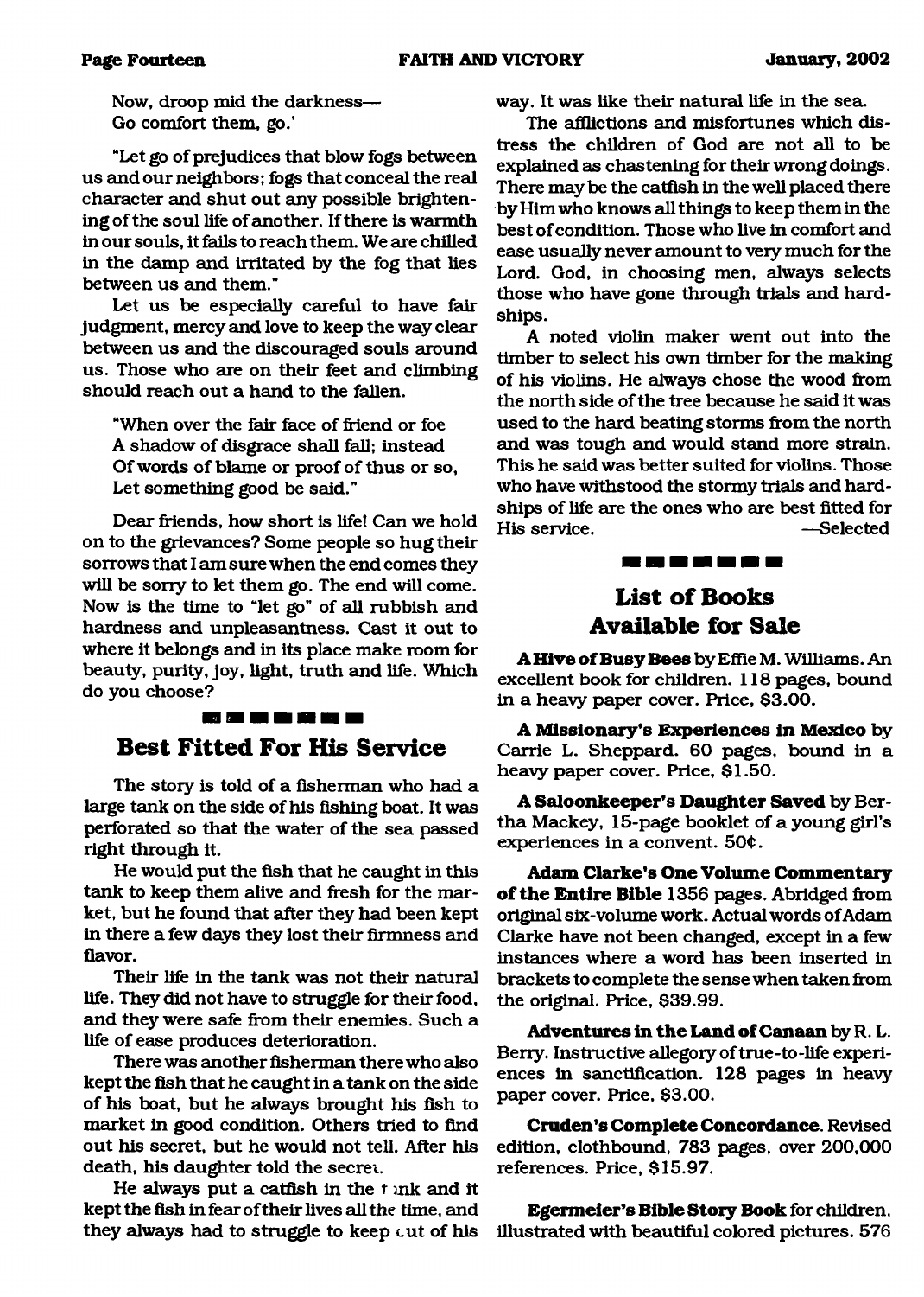Now, droop mid the darkness—
Go comfort them, go.'

"Let go of prejudices that blow fogs between us and our neighbors; fogs that conceal the real character and shut out any possible brightening of the soul life of another. If there is warmth in our souls, it fails to reach them. We are chilled in the damp and irritated by the fog that lies between us and them."

Let us be especially careful to have fair judgment, mercy and love to keep the way clear between us and the discouraged souls around us. Those who are on their feet and climbing should reach out a hand to the fallen.

"When over the fair face of friend or foe
A shadow of disgrace shall fall; instead
Of words of blame or proof of thus or so,
Let something good be said."

Dear friends, how short is life! Can we hold on to the grievances? Some people so hug their sorrows that I am sure when the end comes they will be sorry to let them go. The end will come. Now is the time to "let go" of all rubbish and hardness and unpleasantness. Cast it out to where it belongs and in its place make room for beauty, purity, joy, light, truth and life. Which do you choose?

## Best Fitted For His Service

The story is told of a fisherman who had a large tank on the side of his fishing boat. It was perforated so that the water of the sea passed right through it.

He would put the fish that he caught in this tank to keep them alive and fresh for the market, but he found that after they had been kept in there a few days they lost their firmness and flavor.

Their life in the tank was not their natural life. They did not have to struggle for their food, and they were safe from their enemies. Such a life of ease produces deterioration.

There was another fisherman there who also kept the fish that he caught in a tank on the side of his boat, but he always brought his fish to market in good condition. Others tried to find out his secret, but he would not tell. After his death, his daughter told the secret.

He always put a catfish in the tank and it kept the fish in fear of their lives all the time, and they always had to struggle to keep out of his way. It was like their natural life in the sea.

The afflictions and misfortunes which distress the children of God are not all to be explained as chastening for their wrong doings. There may be the catfish in the well placed there by Him who knows all things to keep them in the best of condition. Those who live in comfort and ease usually never amount to very much for the Lord. God, in choosing men, always selects those who have gone through trials and hardships.

A noted violin maker went out into the timber to select his own timber for the making of his violins. He always chose the wood from the north side of the tree because he said it was used to the hard beating storms from the north and was tough and would stand more strain. This he said was better suited for violins. Those who have withstood the stormy trials and hardships of life are the ones who are best fitted for His service. —Selected

## List of Books Available for Sale

**A Hive of Busy Bees** by Effie M. Williams. An excellent book for children. 118 pages, bound in a heavy paper cover. Price, $3.00.

**A Missionary's Experiences in Mexico** by Carrie L. Sheppard. 60 pages, bound in a heavy paper cover. Price, $1.50.

**A Saloonkeeper's Daughter Saved** by Bertha Mackey, 15-page booklet of a young girl's experiences in a convent. 50¢.

**Adam Clarke's One Volume Commentary of the Entire Bible** 1356 pages. Abridged from original six-volume work. Actual words of Adam Clarke have not been changed, except in a few instances where a word has been inserted in brackets to complete the sense when taken from the original. Price, $39.99.

**Adventures in the Land of Canaan** by R. L. Berry. Instructive allegory of true-to-life experiences in sanctification. 128 pages in heavy paper cover. Price, $3.00.

**Cruden's Complete Concordance**. Revised edition, clothbound, 783 pages, over 200,000 references. Price, $15.97.

**Egermeier's Bible Story Book** for children, illustrated with beautiful colored pictures. 576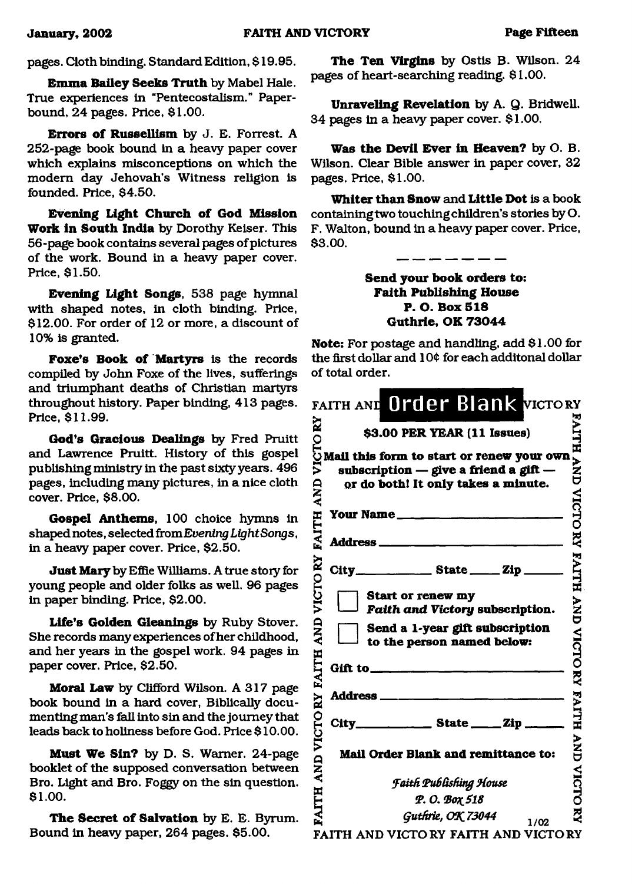pages. Cloth binding. Standard Edition, $19.95.

**Emma Bailey Seeks Truth** by Mabel Hale. True experiences in "Pentecostalism." Paperbound, 24 pages. Price, $1.00.

**Errors of Russellism** by J. E. Forrest. A 252-page book bound in a heavy paper cover which explains misconceptions on which the modern day Jehovah's Witness religion is founded. Price, $4.50.

**Evening Light Church of God Mission Work in South India** by Dorothy Keiser. This 56-page book contains several pages of pictures of the work. Bound in a heavy paper cover. Price, $1.50.

**Evening Light Songs**, 538 page hymnal with shaped notes, in cloth binding. Price, $12.00. For order of 12 or more, a discount of 10% is granted.

**Foxe's Book of Martyrs** is the records compiled by John Foxe of the lives, sufferings and triumphant deaths of Christian martyrs throughout history. Paper binding, 413 pages. Price, $11.99.

**God's Gracious Dealings** by Fred Pruitt and Lawrence Pruitt. History of this gospel publishing ministry in the past sixty years. 496 pages, including many pictures, in a nice cloth cover. Price, $8.00.

**Gospel Anthems**, 100 choice hymns in shaped notes, selected from *Evening Light Songs*, in a heavy paper cover. Price, $2.50.

**Just Mary** by Effie Williams. A true story for young people and older folks as well. 96 pages in paper binding. Price, $2.00.

**Life's Golden Gleanings** by Ruby Stover. She records many experiences of her childhood, and her years in the gospel work. 94 pages in paper cover. Price, $2.50.

**Moral Law** by Clifford Wilson. A 317 page book bound in a hard cover, Biblically documenting man's fall into sin and the journey that leads back to holiness before God. Price $10.00.

**Must We Sin?** by D. S. Warner. 24-page booklet of the supposed conversation between Bro. Light and Bro. Foggy on the sin question. $1.00.

**The Secret of Salvation** by E. E. Byrum. Bound in heavy paper, 264 pages. $5.00.

**The Ten Virgins** by Ostis B. Wilson. 24 pages of heart-searching reading. $1.00.

**Unraveling Revelation** by A. Q. Bridwell. 34 pages in a heavy paper cover. $1.00.

**Was the Devil Ever in Heaven?** by O. B. Wilson. Clear Bible answer in paper cover, 32 pages. Price, $1.00.

**Whiter than Snow** and **Little Dot** is a book containing two touching children's stories by O. F. Walton, bound in a heavy paper cover. Price, $3.00.

---

**Send your book orders to:**
**Faith Publishing House**
**P. O. Box 518**
**Guthrie, OK 73044**

**Note:** For postage and handling, add $1.00 for the first dollar and 10¢ for each additonal dollar of total order.

## FAITH AND VICTORY Order Blank

**$3.00 PER YEAR (11 Issues)**

**Mail this form to start or renew your own subscription — give a friend a gift — or do both! It only takes a minute.**

**Your Name** ____________________

**Address** ____________________

**City** __________ **State** _____ **Zip** _____

☐ **Start or renew my *Faith and Victory* subscription.**

☐ **Send a 1-year gift subscription to the person named below:**

**Gift to** ____________________

**Address** ____________________

**City** __________ **State** _____ **Zip** _____

**Mail Order Blank and remittance to:**

*Faith Publishing House*
*P. O. Box 518*
*Guthrie, OK 73044*

1/02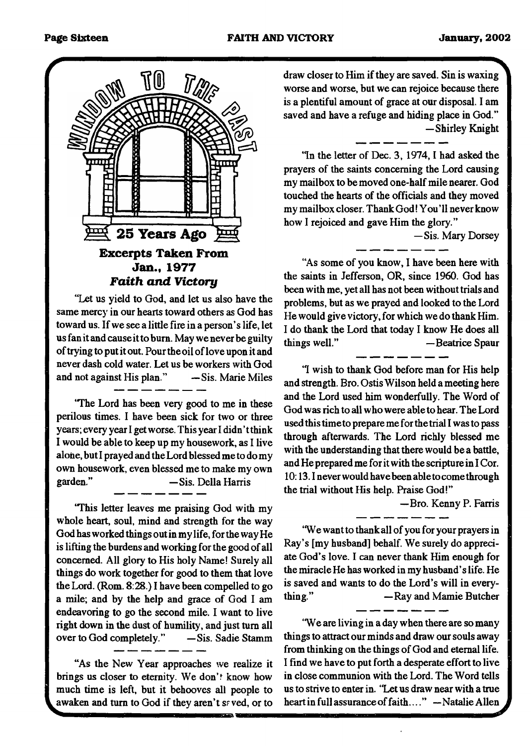WINDOW TO THE PAST

**25 Years Ago**

### Excerpts Taken From Jan., 1977 *Faith and Victory*

"Let us yield to God, and let us also have the same mercy in our hearts toward others as God has toward us. If we see a little fire in a person's life, let us fan it and cause it to burn. May we never be guilty of trying to put it out. Pour the oil of love upon it and never dash cold water. Let us be workers with God and not against His plan." —Sis. Marie Miles

"The Lord has been very good to me in these perilous times. I have been sick for two or three years; every year I get worse. This year I didn't think I would be able to keep up my housework, as I live alone, but I prayed and the Lord blessed me to do my own housework, even blessed me to make my own garden." —Sis. Della Harris

"This letter leaves me praising God with my whole heart, soul, mind and strength for the way God has worked things out in my life, for the way He is lifting the burdens and working for the good of all concerned. All glory to His holy Name! Surely all things do work together for good to them that love the Lord. (Rom. 8:28.) I have been compelled to go a mile; and by the help and grace of God I am endeavoring to go the second mile. I want to live right down in the dust of humility, and just turn all over to God completely." —Sis. Sadie Stamm

"As the New Year approaches we realize it brings us closer to eternity. We don't know how much time is left, but it behooves all people to awaken and turn to God if they aren't saved, or to draw closer to Him if they are saved. Sin is waxing worse and worse, but we can rejoice because there is a plentiful amount of grace at our disposal. I am saved and have a refuge and hiding place in God." —Shirley Knight

"In the letter of Dec. 3, 1974, I had asked the prayers of the saints concerning the Lord causing my mailbox to be moved one-half mile nearer. God touched the hearts of the officials and they moved my mailbox closer. Thank God! You'll never know how I rejoiced and gave Him the glory." —Sis. Mary Dorsey

"As some of you know, I have been here with the saints in Jefferson, OR, since 1960. God has been with me, yet all has not been without trials and problems, but as we prayed and looked to the Lord He would give victory, for which we do thank Him. I do thank the Lord that today I know He does all things well." —Beatrice Spaur

"I wish to thank God before man for His help and strength. Bro. Ostis Wilson held a meeting here and the Lord used him wonderfully. The Word of God was rich to all who were able to hear. The Lord used this time to prepare me for the trial I was to pass through afterwards. The Lord richly blessed me with the understanding that there would be a battle, and He prepared me for it with the scripture in I Cor. 10:13. I never would have been able to come through the trial without His help. Praise God!" —Bro. Kenny P. Farris

"We want to thank all of you for your prayers in Ray's [my husband] behalf. We surely do appreciate God's love. I can never thank Him enough for the miracle He has worked in my husband's life. He is saved and wants to do the Lord's will in everything." —Ray and Mamie Butcher

"We are living in a day when there are so many things to attract our minds and draw our souls away from thinking on the things of God and eternal life. I find we have to put forth a desperate effort to live in close communion with the Lord. The Word tells us to strive to enter in. "Let us draw near with a true heart in full assurance of faith...." —Natalie Allen